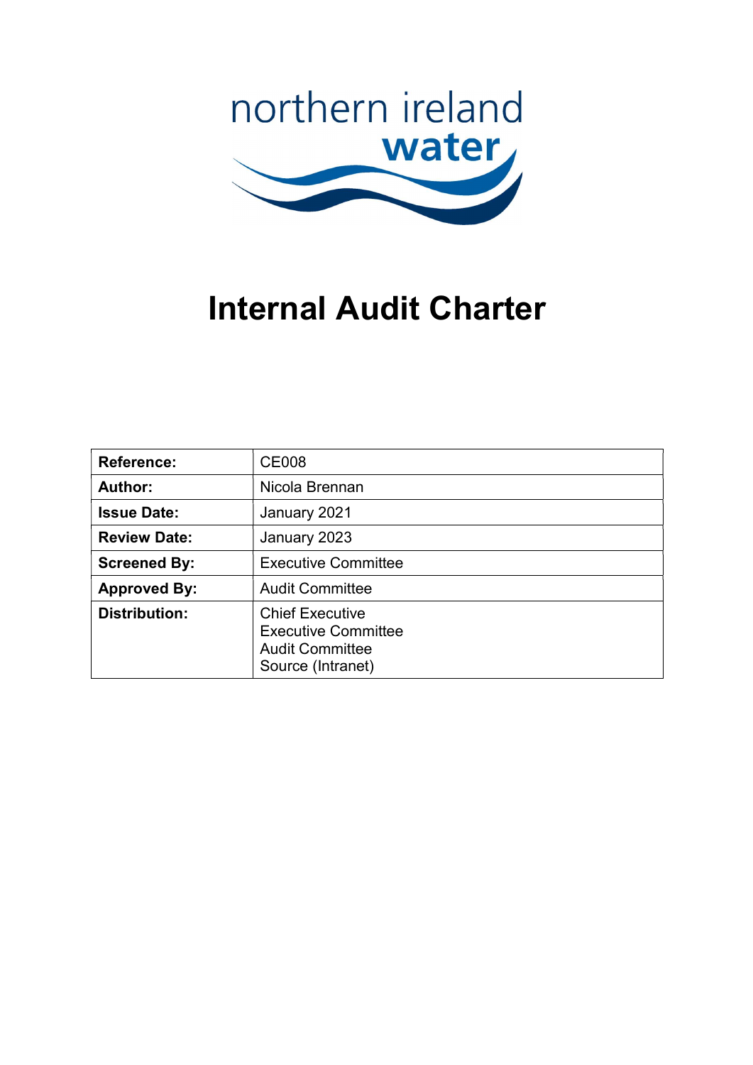northern ireland water

# Internal Audit Charter

| **Reference:** | CE008 |
|---|---|
| **Author:** | Nicola Brennan |
| **Issue Date:** | January 2021 |
| **Review Date:** | January 2023 |
| **Screened By:** | Executive Committee |
| **Approved By:** | Audit Committee |
| **Distribution:** | Chief Executive<br>Executive Committee<br>Audit Committee<br>Source (Intranet) |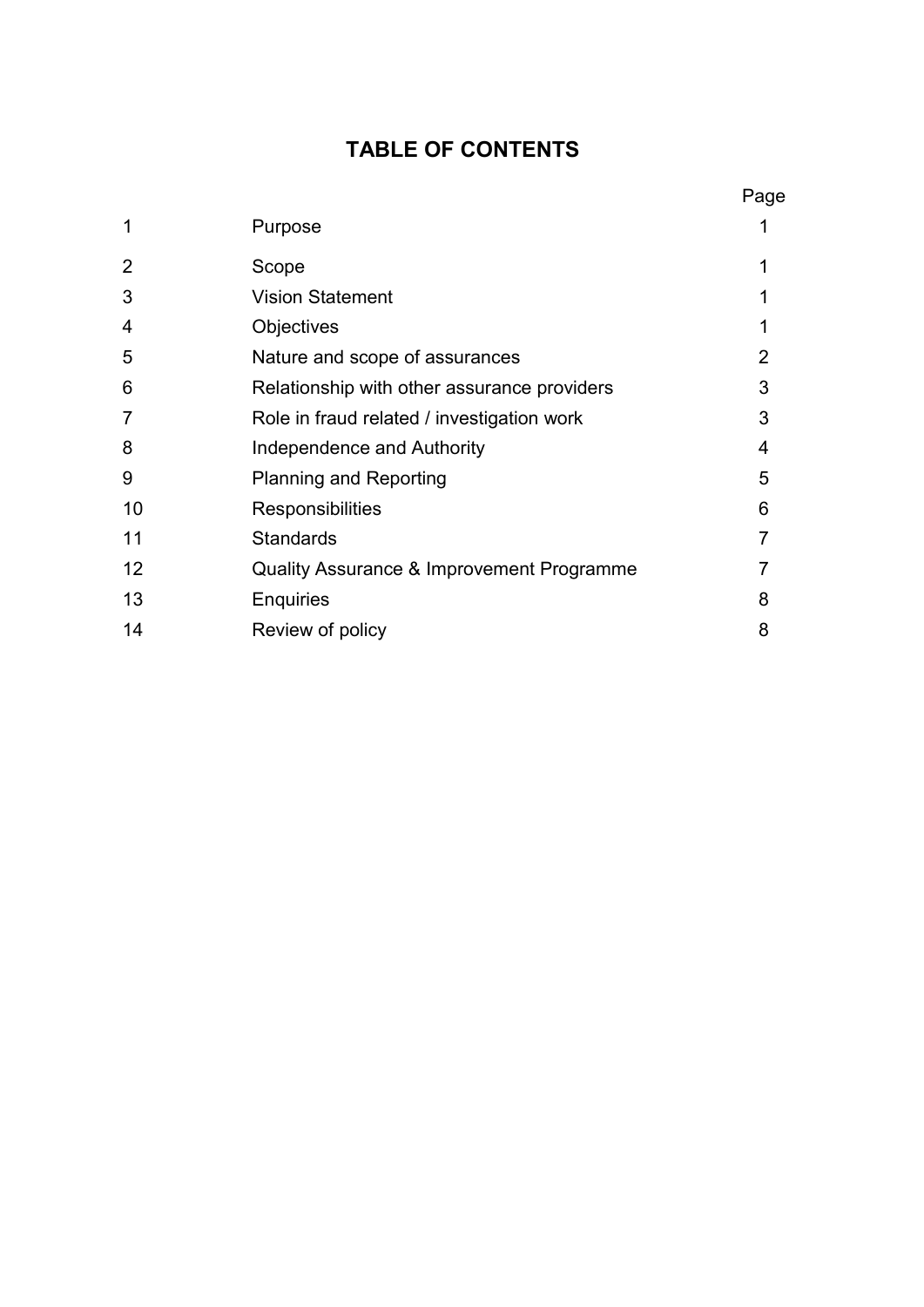# TABLE OF CONTENTS

| | | Page |
|---|---|---|
| 1 | Purpose | 1 |
| 2 | Scope | 1 |
| 3 | Vision Statement | 1 |
| 4 | Objectives | 1 |
| 5 | Nature and scope of assurances | 2 |
| 6 | Relationship with other assurance providers | 3 |
| 7 | Role in fraud related / investigation work | 3 |
| 8 | Independence and Authority | 4 |
| 9 | Planning and Reporting | 5 |
| 10 | Responsibilities | 6 |
| 11 | Standards | 7 |
| 12 | Quality Assurance & Improvement Programme | 7 |
| 13 | Enquiries | 8 |
| 14 | Review of policy | 8 |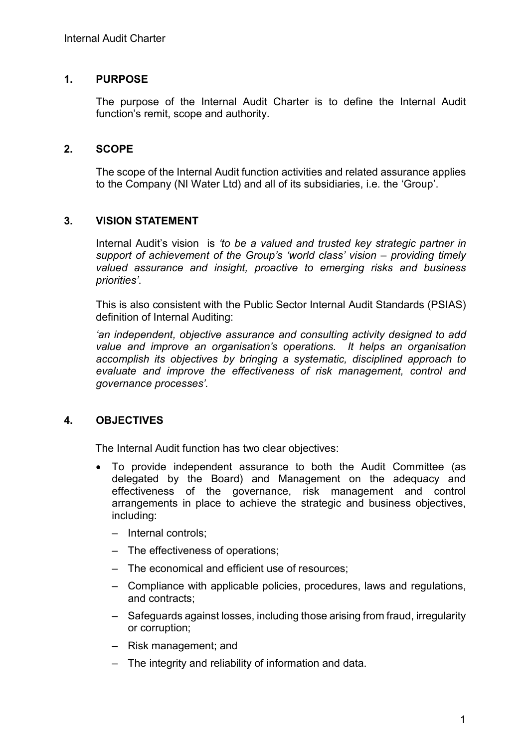## 1. PURPOSE

The purpose of the Internal Audit Charter is to define the Internal Audit function's remit, scope and authority.

## 2. SCOPE

The scope of the Internal Audit function activities and related assurance applies to the Company (NI Water Ltd) and all of its subsidiaries, i.e. the 'Group'.

## 3. VISION STATEMENT

Internal Audit's vision is *'to be a valued and trusted key strategic partner in support of achievement of the Group's 'world class' vision – providing timely valued assurance and insight, proactive to emerging risks and business priorities'*.

This is also consistent with the Public Sector Internal Audit Standards (PSIAS) definition of Internal Auditing:

*'an independent, objective assurance and consulting activity designed to add value and improve an organisation's operations. It helps an organisation accomplish its objectives by bringing a systematic, disciplined approach to evaluate and improve the effectiveness of risk management, control and governance processes'.*

## 4. OBJECTIVES

The Internal Audit function has two clear objectives:

- To provide independent assurance to both the Audit Committee (as delegated by the Board) and Management on the adequacy and effectiveness of the governance, risk management and control arrangements in place to achieve the strategic and business objectives, including:
  - Internal controls;
  - The effectiveness of operations;
  - The economical and efficient use of resources;
  - Compliance with applicable policies, procedures, laws and regulations, and contracts;
  - Safeguards against losses, including those arising from fraud, irregularity or corruption;
  - Risk management; and
  - The integrity and reliability of information and data.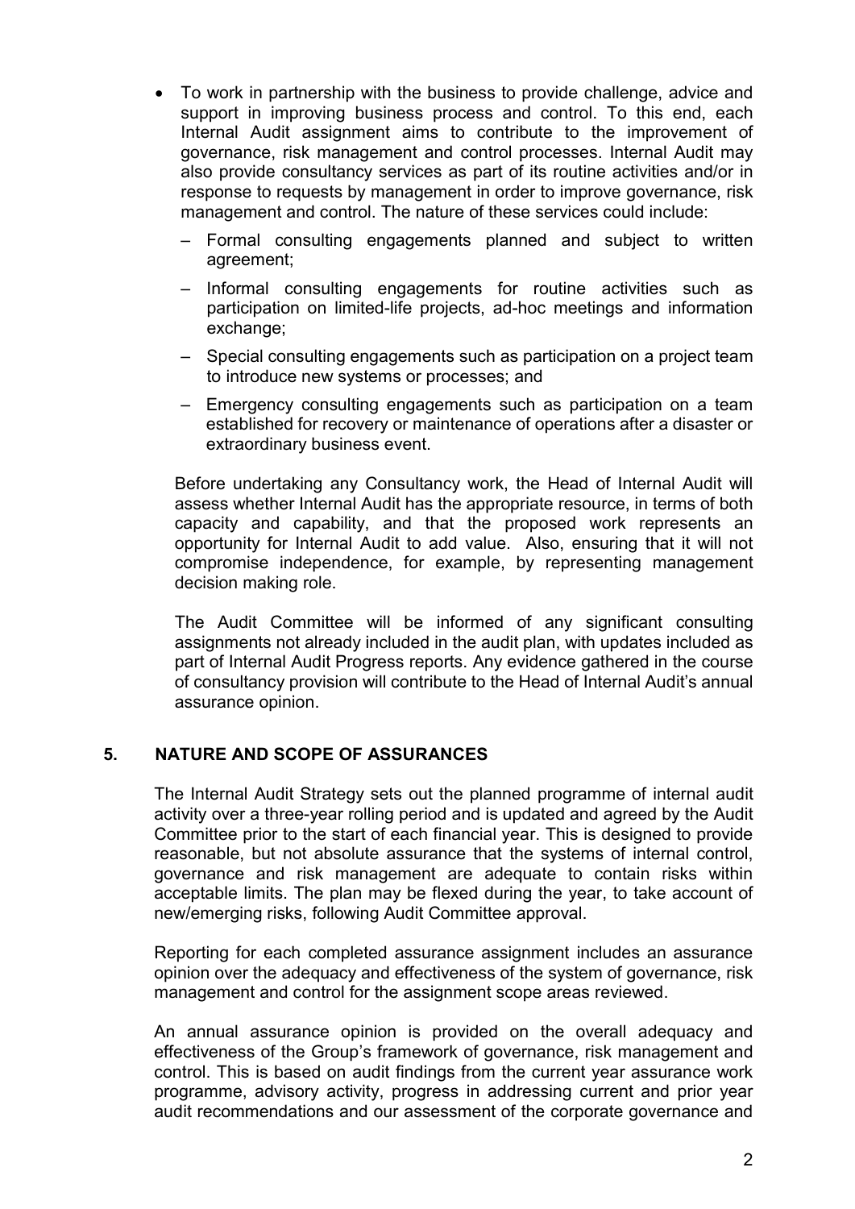- To work in partnership with the business to provide challenge, advice and support in improving business process and control. To this end, each Internal Audit assignment aims to contribute to the improvement of governance, risk management and control processes. Internal Audit may also provide consultancy services as part of its routine activities and/or in response to requests by management in order to improve governance, risk management and control. The nature of these services could include:
  - Formal consulting engagements planned and subject to written agreement;
  - Informal consulting engagements for routine activities such as participation on limited-life projects, ad-hoc meetings and information exchange;
  - Special consulting engagements such as participation on a project team to introduce new systems or processes; and
  - Emergency consulting engagements such as participation on a team established for recovery or maintenance of operations after a disaster or extraordinary business event.

  Before undertaking any Consultancy work, the Head of Internal Audit will assess whether Internal Audit has the appropriate resource, in terms of both capacity and capability, and that the proposed work represents an opportunity for Internal Audit to add value. Also, ensuring that it will not compromise independence, for example, by representing management decision making role.

  The Audit Committee will be informed of any significant consulting assignments not already included in the audit plan, with updates included as part of Internal Audit Progress reports. Any evidence gathered in the course of consultancy provision will contribute to the Head of Internal Audit's annual assurance opinion.

## 5. NATURE AND SCOPE OF ASSURANCES

The Internal Audit Strategy sets out the planned programme of internal audit activity over a three-year rolling period and is updated and agreed by the Audit Committee prior to the start of each financial year. This is designed to provide reasonable, but not absolute assurance that the systems of internal control, governance and risk management are adequate to contain risks within acceptable limits. The plan may be flexed during the year, to take account of new/emerging risks, following Audit Committee approval.

Reporting for each completed assurance assignment includes an assurance opinion over the adequacy and effectiveness of the system of governance, risk management and control for the assignment scope areas reviewed.

An annual assurance opinion is provided on the overall adequacy and effectiveness of the Group's framework of governance, risk management and control. This is based on audit findings from the current year assurance work programme, advisory activity, progress in addressing current and prior year audit recommendations and our assessment of the corporate governance and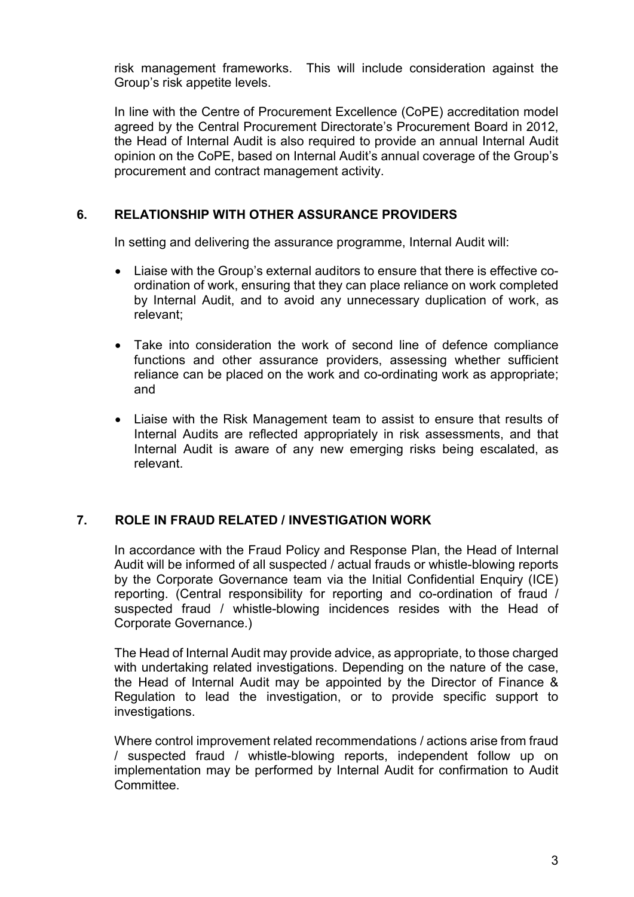risk management frameworks. This will include consideration against the Group's risk appetite levels.

In line with the Centre of Procurement Excellence (CoPE) accreditation model agreed by the Central Procurement Directorate's Procurement Board in 2012, the Head of Internal Audit is also required to provide an annual Internal Audit opinion on the CoPE, based on Internal Audit's annual coverage of the Group's procurement and contract management activity.

## 6. RELATIONSHIP WITH OTHER ASSURANCE PROVIDERS

In setting and delivering the assurance programme, Internal Audit will:

- Liaise with the Group's external auditors to ensure that there is effective co-ordination of work, ensuring that they can place reliance on work completed by Internal Audit, and to avoid any unnecessary duplication of work, as relevant;
- Take into consideration the work of second line of defence compliance functions and other assurance providers, assessing whether sufficient reliance can be placed on the work and co-ordinating work as appropriate; and
- Liaise with the Risk Management team to assist to ensure that results of Internal Audits are reflected appropriately in risk assessments, and that Internal Audit is aware of any new emerging risks being escalated, as relevant.

## 7. ROLE IN FRAUD RELATED / INVESTIGATION WORK

In accordance with the Fraud Policy and Response Plan, the Head of Internal Audit will be informed of all suspected / actual frauds or whistle-blowing reports by the Corporate Governance team via the Initial Confidential Enquiry (ICE) reporting. (Central responsibility for reporting and co-ordination of fraud / suspected fraud / whistle-blowing incidences resides with the Head of Corporate Governance.)

The Head of Internal Audit may provide advice, as appropriate, to those charged with undertaking related investigations. Depending on the nature of the case, the Head of Internal Audit may be appointed by the Director of Finance & Regulation to lead the investigation, or to provide specific support to investigations.

Where control improvement related recommendations / actions arise from fraud / suspected fraud / whistle-blowing reports, independent follow up on implementation may be performed by Internal Audit for confirmation to Audit Committee.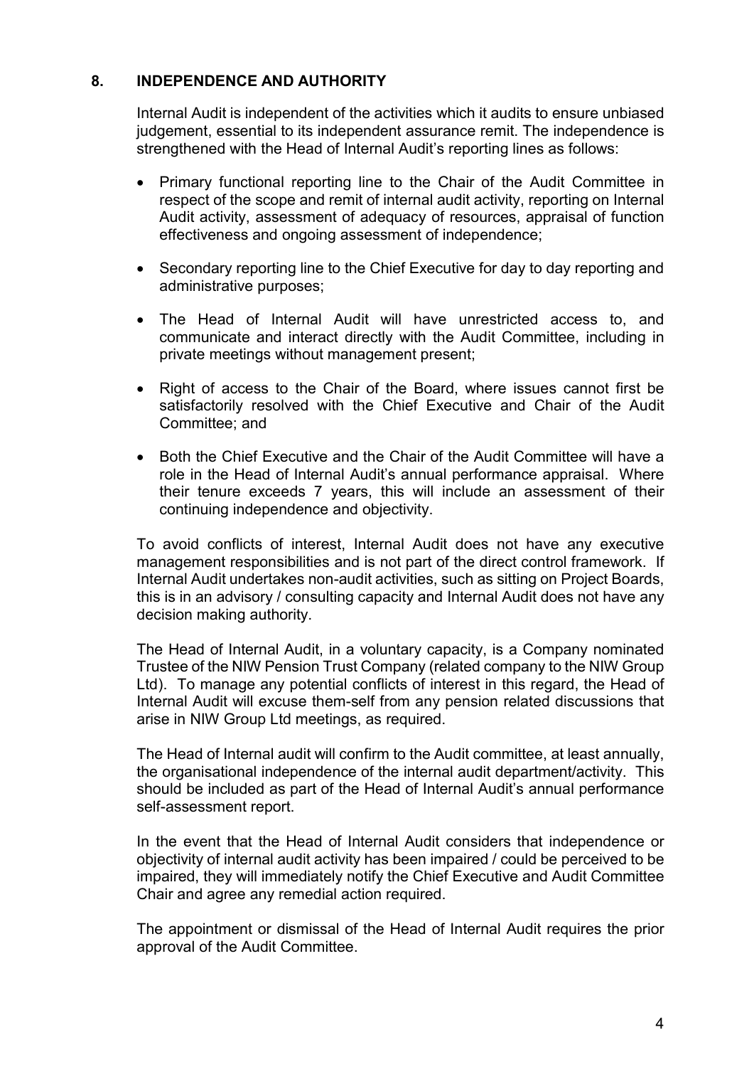## 8. INDEPENDENCE AND AUTHORITY

Internal Audit is independent of the activities which it audits to ensure unbiased judgement, essential to its independent assurance remit. The independence is strengthened with the Head of Internal Audit's reporting lines as follows:

- Primary functional reporting line to the Chair of the Audit Committee in respect of the scope and remit of internal audit activity, reporting on Internal Audit activity, assessment of adequacy of resources, appraisal of function effectiveness and ongoing assessment of independence;
- Secondary reporting line to the Chief Executive for day to day reporting and administrative purposes;
- The Head of Internal Audit will have unrestricted access to, and communicate and interact directly with the Audit Committee, including in private meetings without management present;
- Right of access to the Chair of the Board, where issues cannot first be satisfactorily resolved with the Chief Executive and Chair of the Audit Committee; and
- Both the Chief Executive and the Chair of the Audit Committee will have a role in the Head of Internal Audit's annual performance appraisal. Where their tenure exceeds 7 years, this will include an assessment of their continuing independence and objectivity.

To avoid conflicts of interest, Internal Audit does not have any executive management responsibilities and is not part of the direct control framework. If Internal Audit undertakes non-audit activities, such as sitting on Project Boards, this is in an advisory / consulting capacity and Internal Audit does not have any decision making authority.

The Head of Internal Audit, in a voluntary capacity, is a Company nominated Trustee of the NIW Pension Trust Company (related company to the NIW Group Ltd). To manage any potential conflicts of interest in this regard, the Head of Internal Audit will excuse them-self from any pension related discussions that arise in NIW Group Ltd meetings, as required.

The Head of Internal audit will confirm to the Audit committee, at least annually, the organisational independence of the internal audit department/activity. This should be included as part of the Head of Internal Audit's annual performance self-assessment report.

In the event that the Head of Internal Audit considers that independence or objectivity of internal audit activity has been impaired / could be perceived to be impaired, they will immediately notify the Chief Executive and Audit Committee Chair and agree any remedial action required.

The appointment or dismissal of the Head of Internal Audit requires the prior approval of the Audit Committee.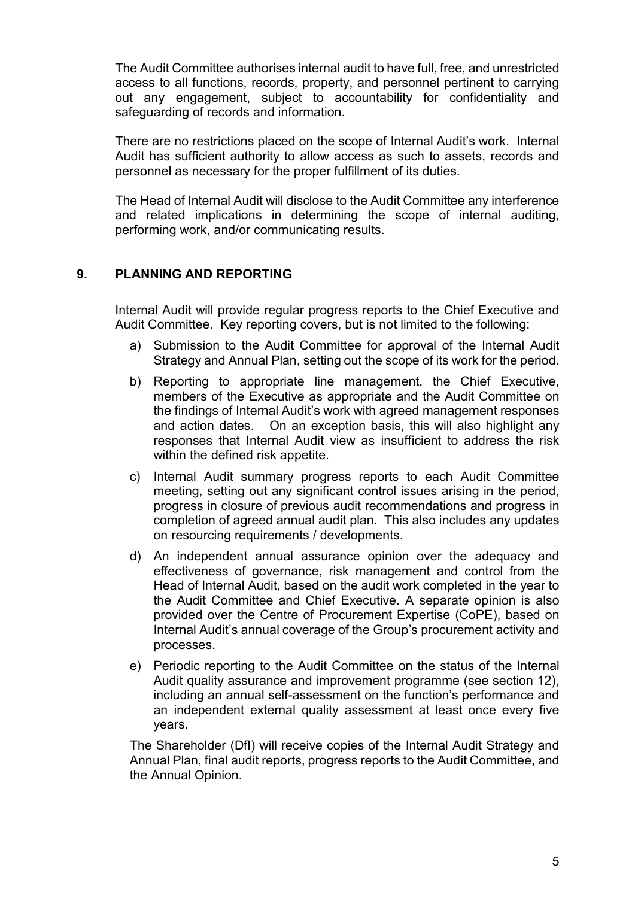The Audit Committee authorises internal audit to have full, free, and unrestricted access to all functions, records, property, and personnel pertinent to carrying out any engagement, subject to accountability for confidentiality and safeguarding of records and information.

There are no restrictions placed on the scope of Internal Audit's work. Internal Audit has sufficient authority to allow access as such to assets, records and personnel as necessary for the proper fulfillment of its duties.

The Head of Internal Audit will disclose to the Audit Committee any interference and related implications in determining the scope of internal auditing, performing work, and/or communicating results.

## 9. PLANNING AND REPORTING

Internal Audit will provide regular progress reports to the Chief Executive and Audit Committee. Key reporting covers, but is not limited to the following:

a) Submission to the Audit Committee for approval of the Internal Audit Strategy and Annual Plan, setting out the scope of its work for the period.

b) Reporting to appropriate line management, the Chief Executive, members of the Executive as appropriate and the Audit Committee on the findings of Internal Audit's work with agreed management responses and action dates. On an exception basis, this will also highlight any responses that Internal Audit view as insufficient to address the risk within the defined risk appetite.

c) Internal Audit summary progress reports to each Audit Committee meeting, setting out any significant control issues arising in the period, progress in closure of previous audit recommendations and progress in completion of agreed annual audit plan. This also includes any updates on resourcing requirements / developments.

d) An independent annual assurance opinion over the adequacy and effectiveness of governance, risk management and control from the Head of Internal Audit, based on the audit work completed in the year to the Audit Committee and Chief Executive. A separate opinion is also provided over the Centre of Procurement Expertise (CoPE), based on Internal Audit's annual coverage of the Group's procurement activity and processes.

e) Periodic reporting to the Audit Committee on the status of the Internal Audit quality assurance and improvement programme (see section 12), including an annual self-assessment on the function's performance and an independent external quality assessment at least once every five years.

The Shareholder (DfI) will receive copies of the Internal Audit Strategy and Annual Plan, final audit reports, progress reports to the Audit Committee, and the Annual Opinion.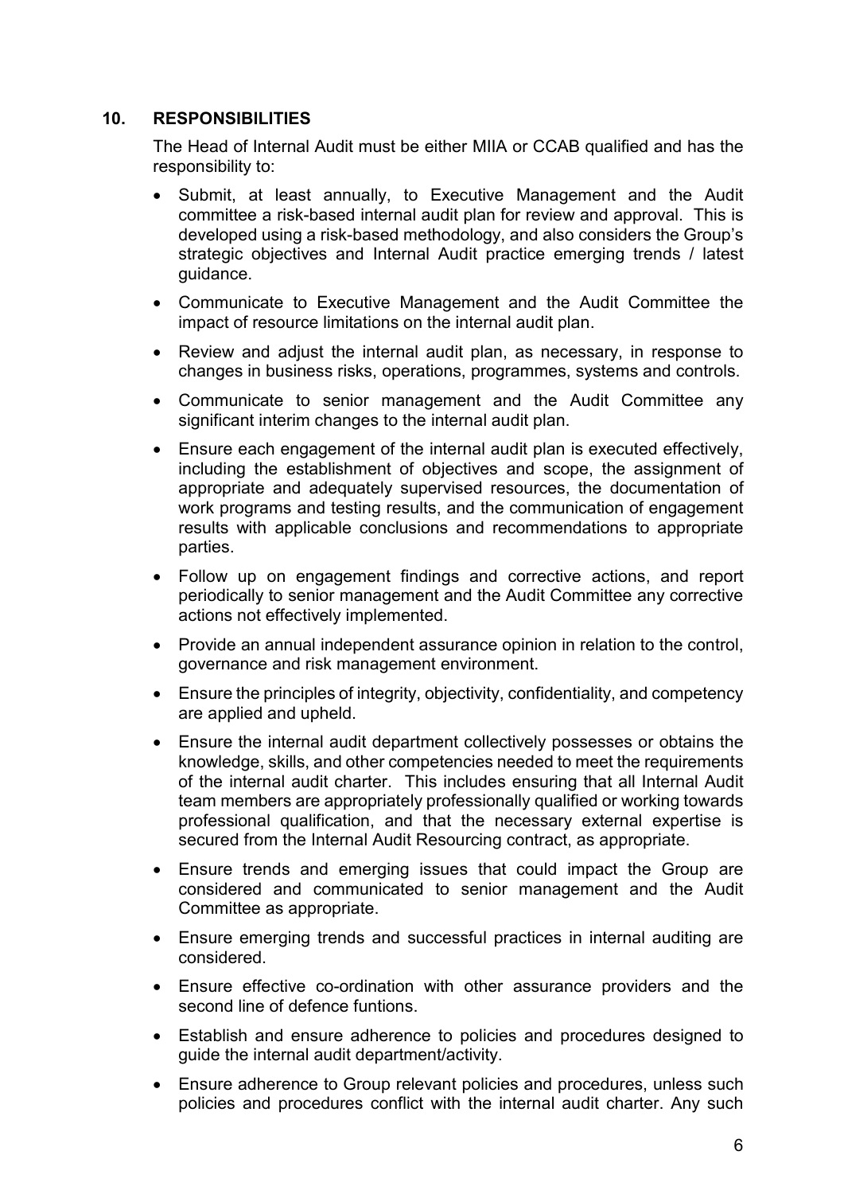## 10. RESPONSIBILITIES

The Head of Internal Audit must be either MIIA or CCAB qualified and has the responsibility to:

- Submit, at least annually, to Executive Management and the Audit committee a risk-based internal audit plan for review and approval. This is developed using a risk-based methodology, and also considers the Group's strategic objectives and Internal Audit practice emerging trends / latest guidance.
- Communicate to Executive Management and the Audit Committee the impact of resource limitations on the internal audit plan.
- Review and adjust the internal audit plan, as necessary, in response to changes in business risks, operations, programmes, systems and controls.
- Communicate to senior management and the Audit Committee any significant interim changes to the internal audit plan.
- Ensure each engagement of the internal audit plan is executed effectively, including the establishment of objectives and scope, the assignment of appropriate and adequately supervised resources, the documentation of work programs and testing results, and the communication of engagement results with applicable conclusions and recommendations to appropriate parties.
- Follow up on engagement findings and corrective actions, and report periodically to senior management and the Audit Committee any corrective actions not effectively implemented.
- Provide an annual independent assurance opinion in relation to the control, governance and risk management environment.
- Ensure the principles of integrity, objectivity, confidentiality, and competency are applied and upheld.
- Ensure the internal audit department collectively possesses or obtains the knowledge, skills, and other competencies needed to meet the requirements of the internal audit charter. This includes ensuring that all Internal Audit team members are appropriately professionally qualified or working towards professional qualification, and that the necessary external expertise is secured from the Internal Audit Resourcing contract, as appropriate.
- Ensure trends and emerging issues that could impact the Group are considered and communicated to senior management and the Audit Committee as appropriate.
- Ensure emerging trends and successful practices in internal auditing are considered.
- Ensure effective co-ordination with other assurance providers and the second line of defence funtions.
- Establish and ensure adherence to policies and procedures designed to guide the internal audit department/activity.
- Ensure adherence to Group relevant policies and procedures, unless such policies and procedures conflict with the internal audit charter. Any such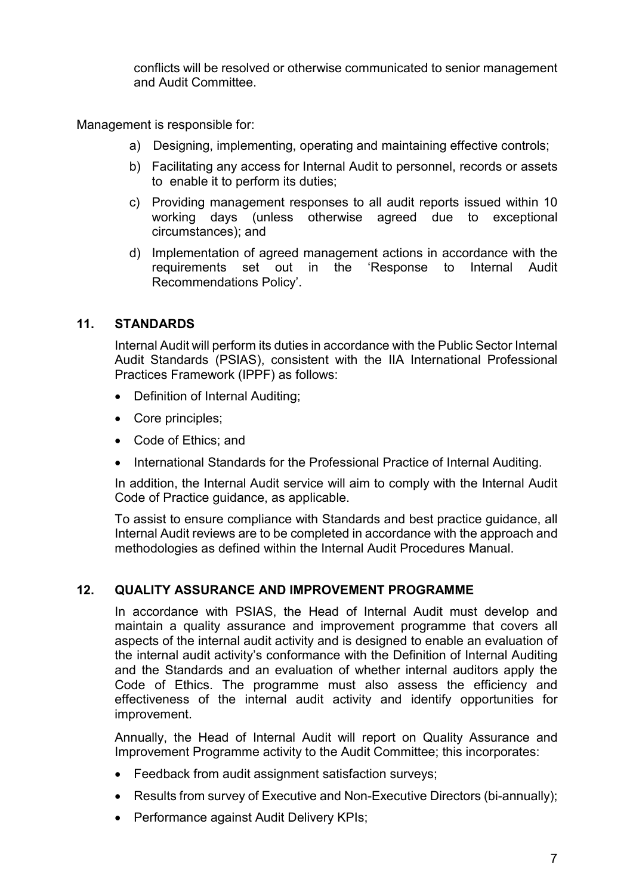conflicts will be resolved or otherwise communicated to senior management and Audit Committee.

Management is responsible for:

a) Designing, implementing, operating and maintaining effective controls;

b) Facilitating any access for Internal Audit to personnel, records or assets to enable it to perform its duties;

c) Providing management responses to all audit reports issued within 10 working days (unless otherwise agreed due to exceptional circumstances); and

d) Implementation of agreed management actions in accordance with the requirements set out in the 'Response to Internal Audit Recommendations Policy'.

## 11. STANDARDS

Internal Audit will perform its duties in accordance with the Public Sector Internal Audit Standards (PSIAS), consistent with the IIA International Professional Practices Framework (IPPF) as follows:

- Definition of Internal Auditing;
- Core principles;
- Code of Ethics; and
- International Standards for the Professional Practice of Internal Auditing.

In addition, the Internal Audit service will aim to comply with the Internal Audit Code of Practice guidance, as applicable.

To assist to ensure compliance with Standards and best practice guidance, all Internal Audit reviews are to be completed in accordance with the approach and methodologies as defined within the Internal Audit Procedures Manual.

## 12. QUALITY ASSURANCE AND IMPROVEMENT PROGRAMME

In accordance with PSIAS, the Head of Internal Audit must develop and maintain a quality assurance and improvement programme that covers all aspects of the internal audit activity and is designed to enable an evaluation of the internal audit activity's conformance with the Definition of Internal Auditing and the Standards and an evaluation of whether internal auditors apply the Code of Ethics. The programme must also assess the efficiency and effectiveness of the internal audit activity and identify opportunities for improvement.

Annually, the Head of Internal Audit will report on Quality Assurance and Improvement Programme activity to the Audit Committee; this incorporates:

- Feedback from audit assignment satisfaction surveys;
- Results from survey of Executive and Non-Executive Directors (bi-annually);
- Performance against Audit Delivery KPIs;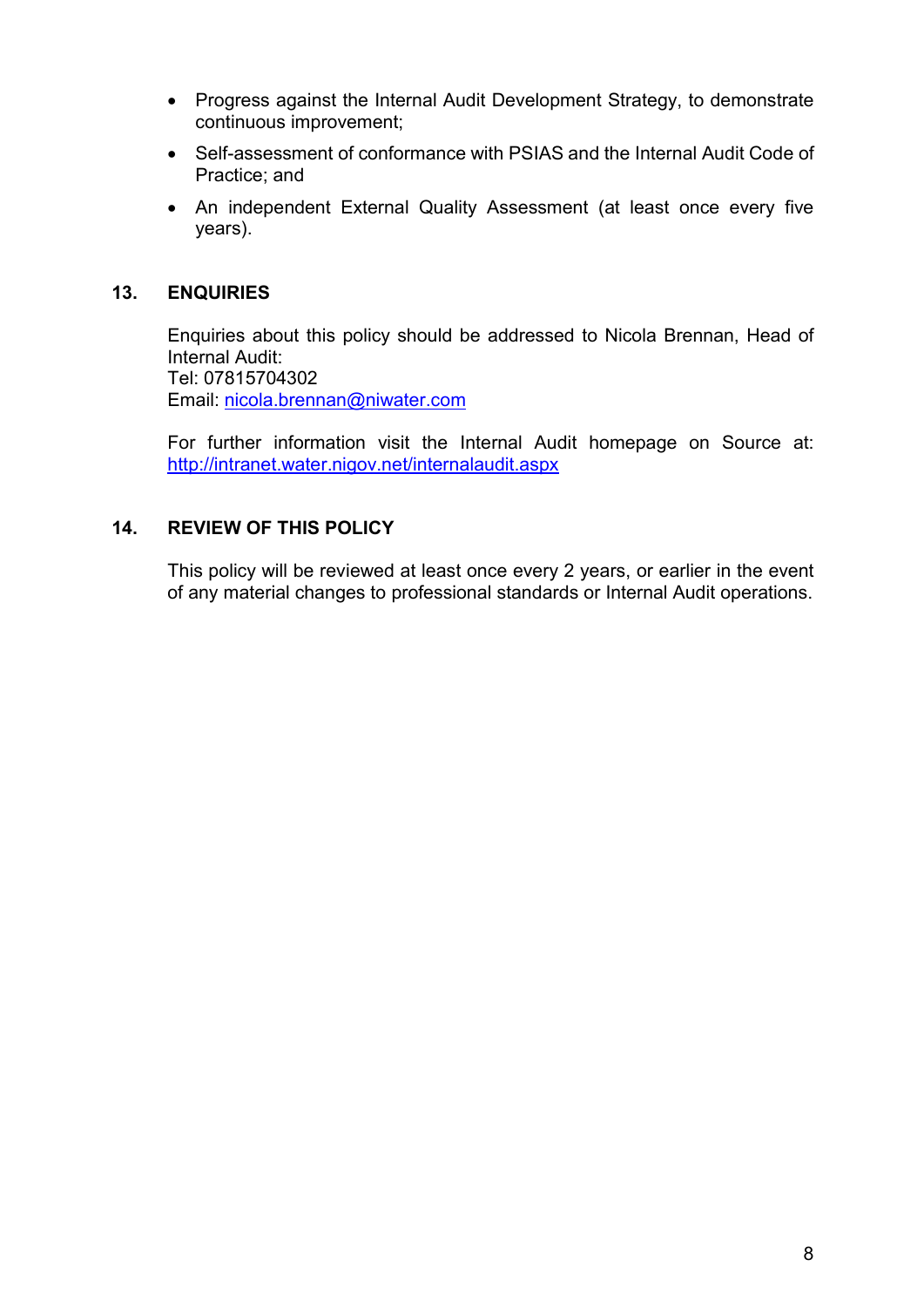- Progress against the Internal Audit Development Strategy, to demonstrate continuous improvement;
- Self-assessment of conformance with PSIAS and the Internal Audit Code of Practice; and
- An independent External Quality Assessment (at least once every five years).

## 13. ENQUIRIES

Enquiries about this policy should be addressed to Nicola Brennan, Head of Internal Audit:
Tel: 07815704302
Email: nicola.brennan@niwater.com

For further information visit the Internal Audit homepage on Source at: http://intranet.water.nigov.net/internalaudit.aspx

## 14. REVIEW OF THIS POLICY

This policy will be reviewed at least once every 2 years, or earlier in the event of any material changes to professional standards or Internal Audit operations.